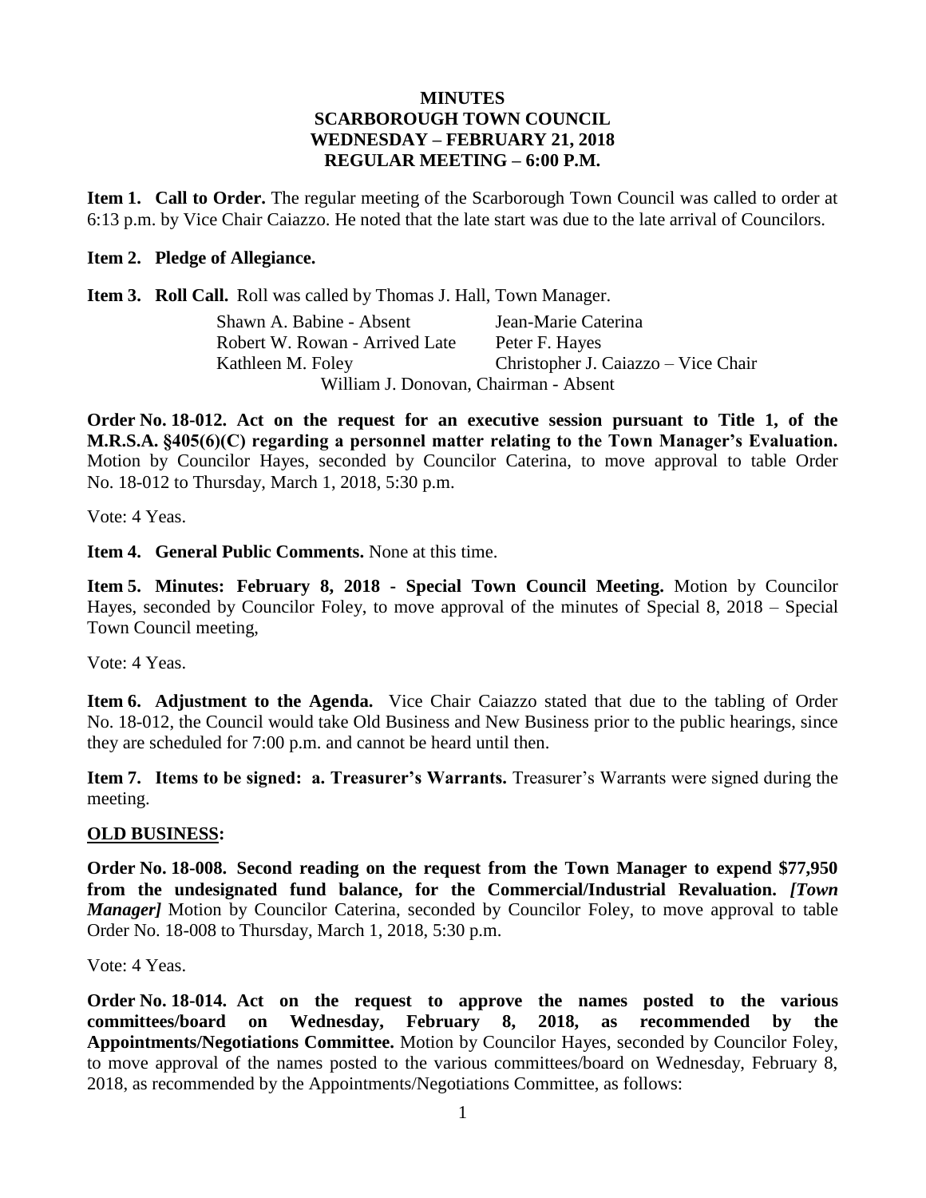# MINUTES
## SCARBOROUGH TOWN COUNCIL
## WEDNESDAY – FEBRUARY 21, 2018
## REGULAR MEETING – 6:00 P.M.

**Item 1. Call to Order.** The regular meeting of the Scarborough Town Council was called to order at 6:13 p.m. by Vice Chair Caiazzo. He noted that the late start was due to the late arrival of Councilors.

**Item 2. Pledge of Allegiance.**

**Item 3. Roll Call.** Roll was called by Thomas J. Hall, Town Manager.

| | |
|---|---|
| Shawn A. Babine - Absent | Jean-Marie Caterina |
| Robert W. Rowan - Arrived Late | Peter F. Hayes |
| Kathleen M. Foley | Christopher J. Caiazzo – Vice Chair |

William J. Donovan, Chairman - Absent

**Order No. 18-012. Act on the request for an executive session pursuant to Title 1, of the M.R.S.A. §405(6)(C) regarding a personnel matter relating to the Town Manager's Evaluation.** Motion by Councilor Hayes, seconded by Councilor Caterina, to move approval to table Order No. 18-012 to Thursday, March 1, 2018, 5:30 p.m.

Vote: 4 Yeas.

**Item 4. General Public Comments.** None at this time.

**Item 5. Minutes: February 8, 2018 - Special Town Council Meeting.** Motion by Councilor Hayes, seconded by Councilor Foley, to move approval of the minutes of Special 8, 2018 – Special Town Council meeting,

Vote: 4 Yeas.

**Item 6. Adjustment to the Agenda.** Vice Chair Caiazzo stated that due to the tabling of Order No. 18-012, the Council would take Old Business and New Business prior to the public hearings, since they are scheduled for 7:00 p.m. and cannot be heard until then.

**Item 7. Items to be signed: a. Treasurer's Warrants.** Treasurer's Warrants were signed during the meeting.

**OLD BUSINESS:**

**Order No. 18-008. Second reading on the request from the Town Manager to expend $77,950 from the undesignated fund balance, for the Commercial/Industrial Revaluation.** ***[Town Manager]*** Motion by Councilor Caterina, seconded by Councilor Foley, to move approval to table Order No. 18-008 to Thursday, March 1, 2018, 5:30 p.m.

Vote: 4 Yeas.

**Order No. 18-014. Act on the request to approve the names posted to the various committees/board on Wednesday, February 8, 2018, as recommended by the Appointments/Negotiations Committee.** Motion by Councilor Hayes, seconded by Councilor Foley, to move approval of the names posted to the various committees/board on Wednesday, February 8, 2018, as recommended by the Appointments/Negotiations Committee, as follows: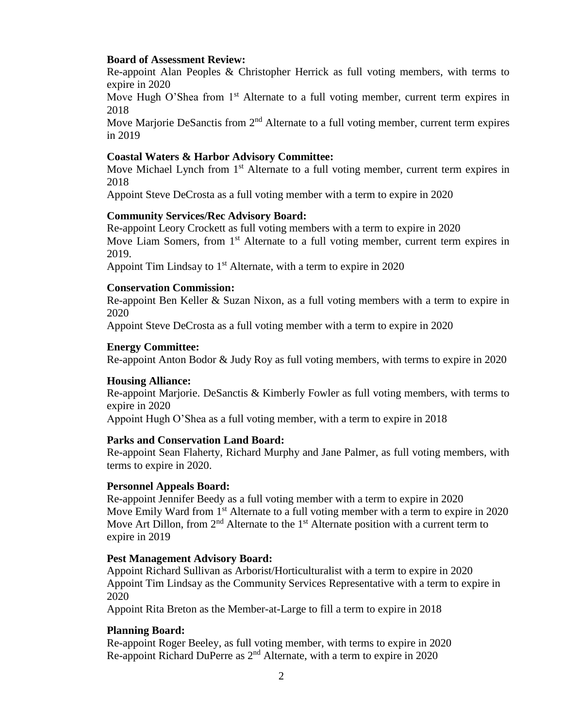**Board of Assessment Review:**

Re-appoint Alan Peoples & Christopher Herrick as full voting members, with terms to expire in 2020

Move Hugh O'Shea from 1st Alternate to a full voting member, current term expires in 2018

Move Marjorie DeSanctis from 2nd Alternate to a full voting member, current term expires in 2019

**Coastal Waters & Harbor Advisory Committee:**

Move Michael Lynch from 1st Alternate to a full voting member, current term expires in 2018

Appoint Steve DeCrosta as a full voting member with a term to expire in 2020

**Community Services/Rec Advisory Board:**

Re-appoint Leory Crockett as full voting members with a term to expire in 2020

Move Liam Somers, from 1st Alternate to a full voting member, current term expires in 2019.

Appoint Tim Lindsay to 1st Alternate, with a term to expire in 2020

**Conservation Commission:**

Re-appoint Ben Keller & Suzan Nixon, as a full voting members with a term to expire in 2020

Appoint Steve DeCrosta as a full voting member with a term to expire in 2020

**Energy Committee:**

Re-appoint Anton Bodor & Judy Roy as full voting members, with terms to expire in 2020

**Housing Alliance:**

Re-appoint Marjorie. DeSanctis & Kimberly Fowler as full voting members, with terms to expire in 2020

Appoint Hugh O'Shea as a full voting member, with a term to expire in 2018

**Parks and Conservation Land Board:**

Re-appoint Sean Flaherty, Richard Murphy and Jane Palmer, as full voting members, with terms to expire in 2020.

**Personnel Appeals Board:**

Re-appoint Jennifer Beedy as a full voting member with a term to expire in 2020

Move Emily Ward from 1st Alternate to a full voting member with a term to expire in 2020

Move Art Dillon, from 2nd Alternate to the 1st Alternate position with a current term to expire in 2019

**Pest Management Advisory Board:**

Appoint Richard Sullivan as Arborist/Horticulturalist with a term to expire in 2020

Appoint Tim Lindsay as the Community Services Representative with a term to expire in 2020

Appoint Rita Breton as the Member-at-Large to fill a term to expire in 2018

**Planning Board:**

Re-appoint Roger Beeley, as full voting member, with terms to expire in 2020

Re-appoint Richard DuPerre as 2nd Alternate, with a term to expire in 2020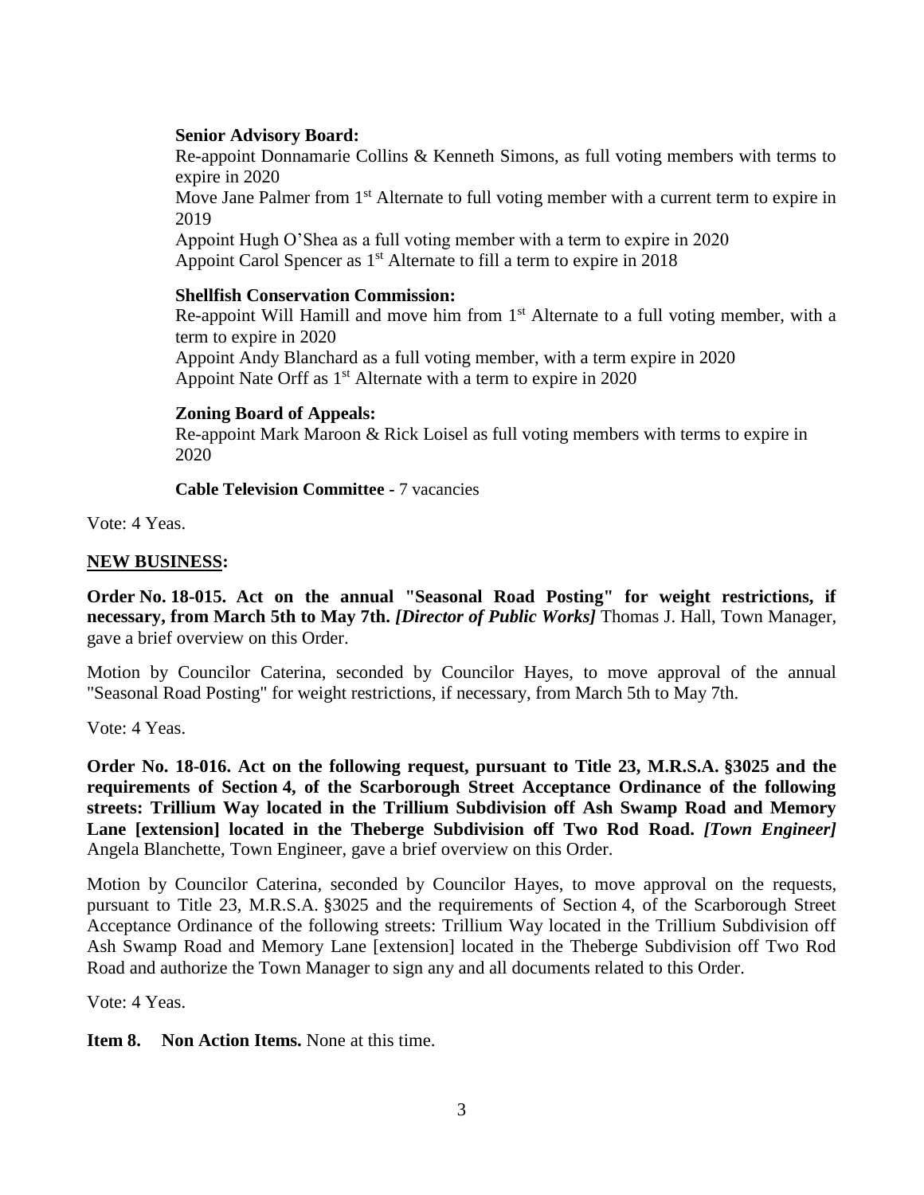**Senior Advisory Board:**

Re-appoint Donnamarie Collins & Kenneth Simons, as full voting members with terms to expire in 2020

Move Jane Palmer from 1st Alternate to full voting member with a current term to expire in 2019

Appoint Hugh O'Shea as a full voting member with a term to expire in 2020

Appoint Carol Spencer as 1st Alternate to fill a term to expire in 2018

**Shellfish Conservation Commission:**

Re-appoint Will Hamill and move him from 1st Alternate to a full voting member, with a term to expire in 2020

Appoint Andy Blanchard as a full voting member, with a term expire in 2020

Appoint Nate Orff as 1st Alternate with a term to expire in 2020

**Zoning Board of Appeals:**

Re-appoint Mark Maroon & Rick Loisel as full voting members with terms to expire in 2020

**Cable Television Committee -** 7 vacancies

Vote: 4 Yeas.

**NEW BUSINESS:**

**Order No. 18-015. Act on the annual "Seasonal Road Posting" for weight restrictions, if necessary, from March 5th to May 7th.** ***[Director of Public Works]*** Thomas J. Hall, Town Manager, gave a brief overview on this Order.

Motion by Councilor Caterina, seconded by Councilor Hayes, to move approval of the annual "Seasonal Road Posting" for weight restrictions, if necessary, from March 5th to May 7th.

Vote: 4 Yeas.

**Order No. 18-016. Act on the following request, pursuant to Title 23, M.R.S.A. §3025 and the requirements of Section 4, of the Scarborough Street Acceptance Ordinance of the following streets: Trillium Way located in the Trillium Subdivision off Ash Swamp Road and Memory Lane [extension] located in the Theberge Subdivision off Two Rod Road.** ***[Town Engineer]*** Angela Blanchette, Town Engineer, gave a brief overview on this Order.

Motion by Councilor Caterina, seconded by Councilor Hayes, to move approval on the requests, pursuant to Title 23, M.R.S.A. §3025 and the requirements of Section 4, of the Scarborough Street Acceptance Ordinance of the following streets: Trillium Way located in the Trillium Subdivision off Ash Swamp Road and Memory Lane [extension] located in the Theberge Subdivision off Two Rod Road and authorize the Town Manager to sign any and all documents related to this Order.

Vote: 4 Yeas.

**Item 8. Non Action Items.** None at this time.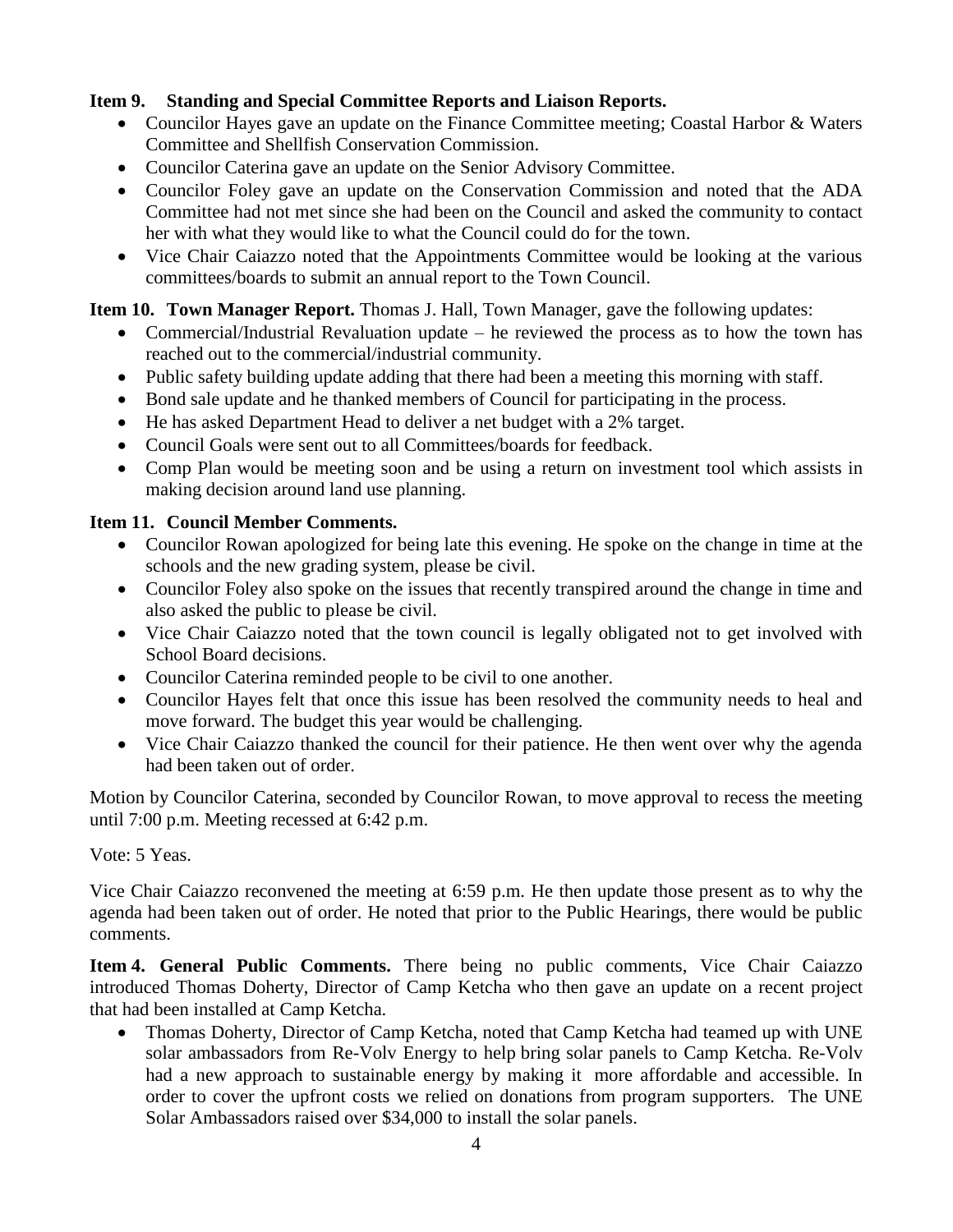**Item 9. Standing and Special Committee Reports and Liaison Reports.**

- Councilor Hayes gave an update on the Finance Committee meeting; Coastal Harbor & Waters Committee and Shellfish Conservation Commission.
- Councilor Caterina gave an update on the Senior Advisory Committee.
- Councilor Foley gave an update on the Conservation Commission and noted that the ADA Committee had not met since she had been on the Council and asked the community to contact her with what they would like to what the Council could do for the town.
- Vice Chair Caiazzo noted that the Appointments Committee would be looking at the various committees/boards to submit an annual report to the Town Council.

**Item 10. Town Manager Report.** Thomas J. Hall, Town Manager, gave the following updates:

- Commercial/Industrial Revaluation update – he reviewed the process as to how the town has reached out to the commercial/industrial community.
- Public safety building update adding that there had been a meeting this morning with staff.
- Bond sale update and he thanked members of Council for participating in the process.
- He has asked Department Head to deliver a net budget with a 2% target.
- Council Goals were sent out to all Committees/boards for feedback.
- Comp Plan would be meeting soon and be using a return on investment tool which assists in making decision around land use planning.

**Item 11. Council Member Comments.**

- Councilor Rowan apologized for being late this evening. He spoke on the change in time at the schools and the new grading system, please be civil.
- Councilor Foley also spoke on the issues that recently transpired around the change in time and also asked the public to please be civil.
- Vice Chair Caiazzo noted that the town council is legally obligated not to get involved with School Board decisions.
- Councilor Caterina reminded people to be civil to one another.
- Councilor Hayes felt that once this issue has been resolved the community needs to heal and move forward. The budget this year would be challenging.
- Vice Chair Caiazzo thanked the council for their patience. He then went over why the agenda had been taken out of order.

Motion by Councilor Caterina, seconded by Councilor Rowan, to move approval to recess the meeting until 7:00 p.m. Meeting recessed at 6:42 p.m.

Vote: 5 Yeas.

Vice Chair Caiazzo reconvened the meeting at 6:59 p.m. He then update those present as to why the agenda had been taken out of order. He noted that prior to the Public Hearings, there would be public comments.

**Item 4. General Public Comments.** There being no public comments, Vice Chair Caiazzo introduced Thomas Doherty, Director of Camp Ketcha who then gave an update on a recent project that had been installed at Camp Ketcha.

- Thomas Doherty, Director of Camp Ketcha, noted that Camp Ketcha had teamed up with UNE solar ambassadors from Re-Volv Energy to help bring solar panels to Camp Ketcha. Re-Volv had a new approach to sustainable energy by making it more affordable and accessible. In order to cover the upfront costs we relied on donations from program supporters. The UNE Solar Ambassadors raised over $34,000 to install the solar panels.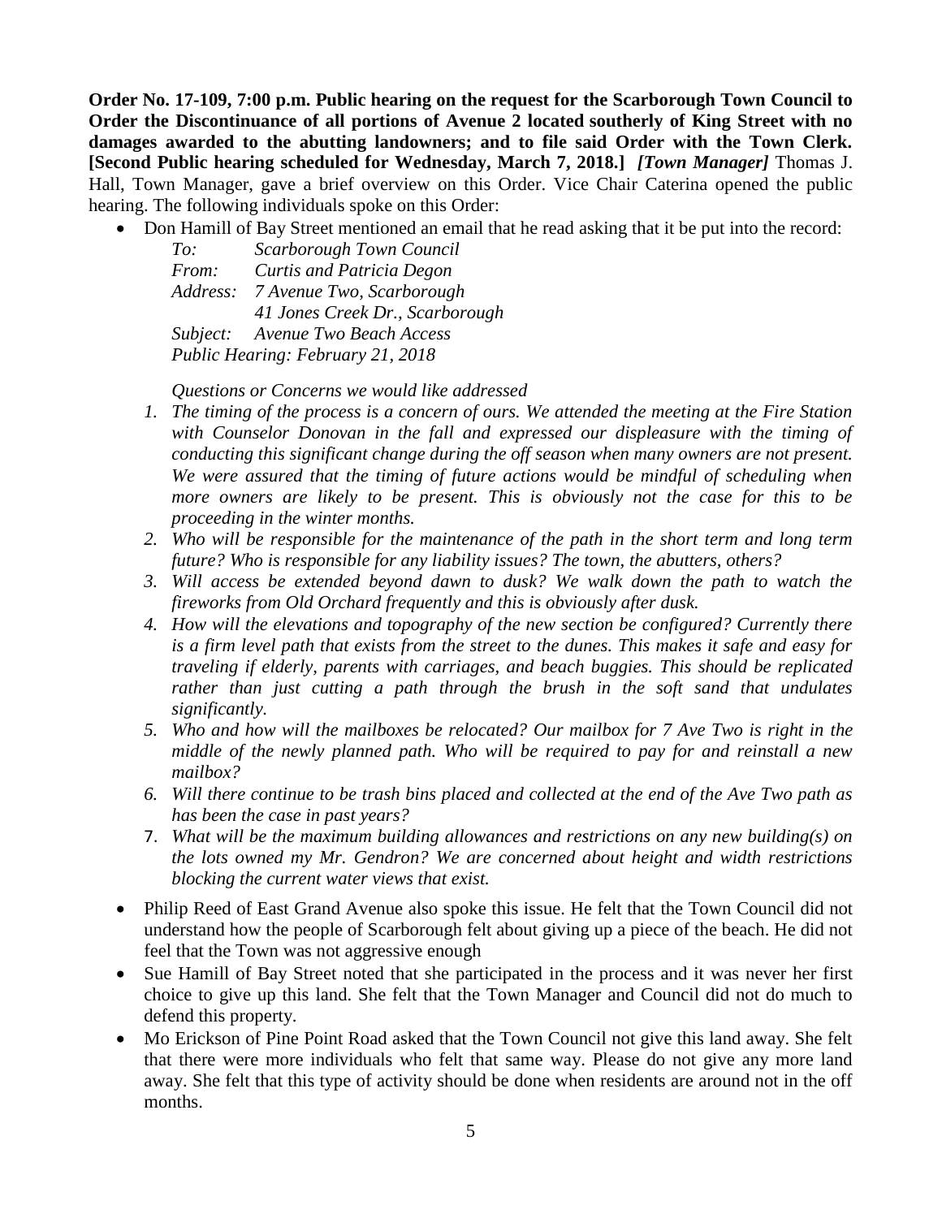**Order No. 17-109, 7:00 p.m. Public hearing on the request for the Scarborough Town Council to Order the Discontinuance of all portions of Avenue 2 located southerly of King Street with no damages awarded to the abutting landowners; and to file said Order with the Town Clerk. [Second Public hearing scheduled for Wednesday, March 7, 2018.]** ***[Town Manager]*** Thomas J. Hall, Town Manager, gave a brief overview on this Order. Vice Chair Caterina opened the public hearing. The following individuals spoke on this Order:

- Don Hamill of Bay Street mentioned an email that he read asking that it be put into the record:

  *To: Scarborough Town Council*
  *From: Curtis and Patricia Degon*
  *Address: 7 Avenue Two, Scarborough*
  *41 Jones Creek Dr., Scarborough*
  *Subject: Avenue Two Beach Access*
  *Public Hearing: February 21, 2018*

  *Questions or Concerns we would like addressed*

  1. *The timing of the process is a concern of ours. We attended the meeting at the Fire Station with Counselor Donovan in the fall and expressed our displeasure with the timing of conducting this significant change during the off season when many owners are not present. We were assured that the timing of future actions would be mindful of scheduling when more owners are likely to be present. This is obviously not the case for this to be proceeding in the winter months.*
  2. *Who will be responsible for the maintenance of the path in the short term and long term future? Who is responsible for any liability issues? The town, the abutters, others?*
  3. *Will access be extended beyond dawn to dusk? We walk down the path to watch the fireworks from Old Orchard frequently and this is obviously after dusk.*
  4. *How will the elevations and topography of the new section be configured? Currently there is a firm level path that exists from the street to the dunes. This makes it safe and easy for traveling if elderly, parents with carriages, and beach buggies. This should be replicated rather than just cutting a path through the brush in the soft sand that undulates significantly.*
  5. *Who and how will the mailboxes be relocated? Our mailbox for 7 Ave Two is right in the middle of the newly planned path. Who will be required to pay for and reinstall a new mailbox?*
  6. *Will there continue to be trash bins placed and collected at the end of the Ave Two path as has been the case in past years?*
  7. *What will be the maximum building allowances and restrictions on any new building(s) on the lots owned my Mr. Gendron? We are concerned about height and width restrictions blocking the current water views that exist.*

- Philip Reed of East Grand Avenue also spoke this issue. He felt that the Town Council did not understand how the people of Scarborough felt about giving up a piece of the beach. He did not feel that the Town was not aggressive enough
- Sue Hamill of Bay Street noted that she participated in the process and it was never her first choice to give up this land. She felt that the Town Manager and Council did not do much to defend this property.
- Mo Erickson of Pine Point Road asked that the Town Council not give this land away. She felt that there were more individuals who felt that same way. Please do not give any more land away. She felt that this type of activity should be done when residents are around not in the off months.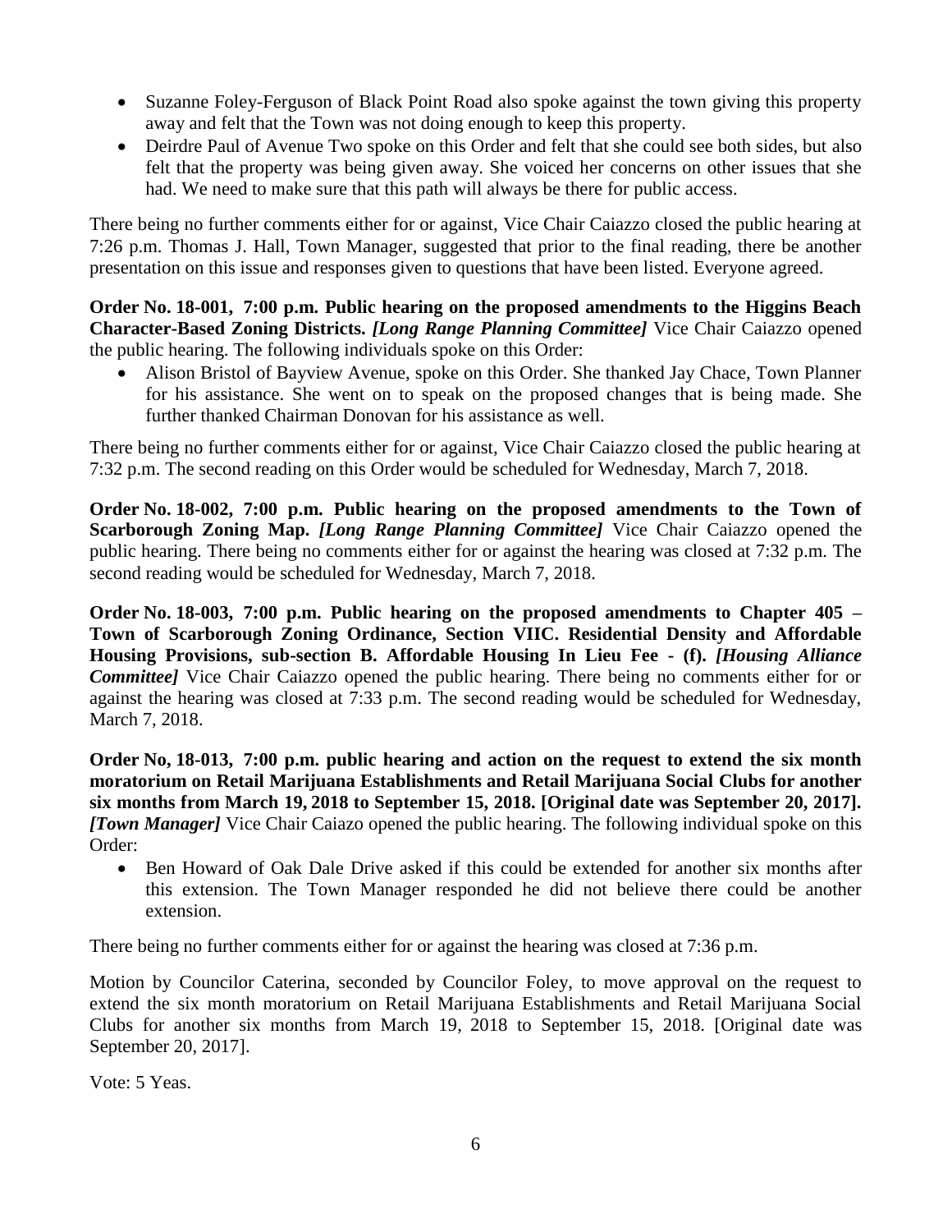- Suzanne Foley-Ferguson of Black Point Road also spoke against the town giving this property away and felt that the Town was not doing enough to keep this property.
- Deirdre Paul of Avenue Two spoke on this Order and felt that she could see both sides, but also felt that the property was being given away. She voiced her concerns on other issues that she had. We need to make sure that this path will always be there for public access.

There being no further comments either for or against, Vice Chair Caiazzo closed the public hearing at 7:26 p.m. Thomas J. Hall, Town Manager, suggested that prior to the final reading, there be another presentation on this issue and responses given to questions that have been listed. Everyone agreed.

**Order No. 18-001, 7:00 p.m. Public hearing on the proposed amendments to the Higgins Beach Character-Based Zoning Districts. *[Long Range Planning Committee]*** Vice Chair Caiazzo opened the public hearing. The following individuals spoke on this Order:

- Alison Bristol of Bayview Avenue, spoke on this Order. She thanked Jay Chace, Town Planner for his assistance. She went on to speak on the proposed changes that is being made. She further thanked Chairman Donovan for his assistance as well.

There being no further comments either for or against, Vice Chair Caiazzo closed the public hearing at 7:32 p.m. The second reading on this Order would be scheduled for Wednesday, March 7, 2018.

**Order No. 18-002, 7:00 p.m. Public hearing on the proposed amendments to the Town of Scarborough Zoning Map. *[Long Range Planning Committee]*** Vice Chair Caiazzo opened the public hearing. There being no comments either for or against the hearing was closed at 7:32 p.m. The second reading would be scheduled for Wednesday, March 7, 2018.

**Order No. 18-003, 7:00 p.m. Public hearing on the proposed amendments to Chapter 405 – Town of Scarborough Zoning Ordinance, Section VIIC. Residential Density and Affordable Housing Provisions, sub-section B. Affordable Housing In Lieu Fee - (f). *[Housing Alliance Committee]*** Vice Chair Caiazzo opened the public hearing. There being no comments either for or against the hearing was closed at 7:33 p.m. The second reading would be scheduled for Wednesday, March 7, 2018.

**Order No, 18-013, 7:00 p.m. public hearing and action on the request to extend the six month moratorium on Retail Marijuana Establishments and Retail Marijuana Social Clubs for another six months from March 19, 2018 to September 15, 2018. [Original date was September 20, 2017]. *[Town Manager]*** Vice Chair Caiazo opened the public hearing. The following individual spoke on this Order:

- Ben Howard of Oak Dale Drive asked if this could be extended for another six months after this extension. The Town Manager responded he did not believe there could be another extension.

There being no further comments either for or against the hearing was closed at 7:36 p.m.

Motion by Councilor Caterina, seconded by Councilor Foley, to move approval on the request to extend the six month moratorium on Retail Marijuana Establishments and Retail Marijuana Social Clubs for another six months from March 19, 2018 to September 15, 2018. [Original date was September 20, 2017].

Vote: 5 Yeas.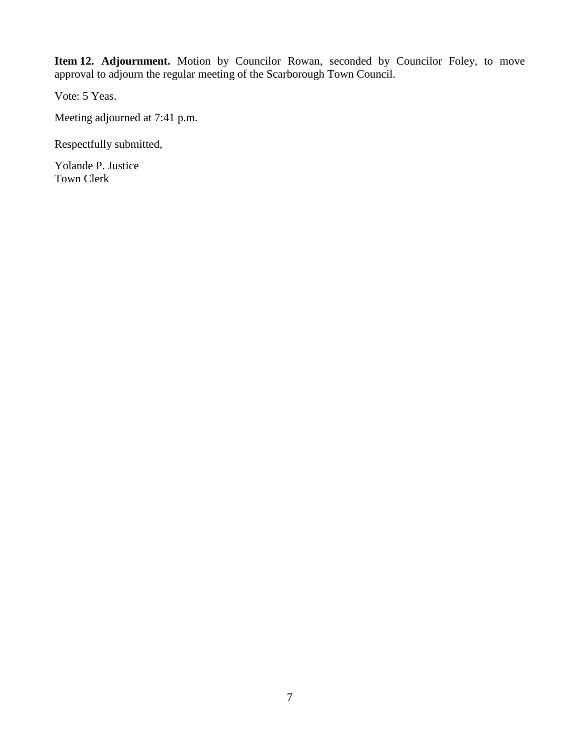**Item 12. Adjournment.** Motion by Councilor Rowan, seconded by Councilor Foley, to move approval to adjourn the regular meeting of the Scarborough Town Council.

Vote: 5 Yeas.

Meeting adjourned at 7:41 p.m.

Respectfully submitted,

Yolande P. Justice
Town Clerk